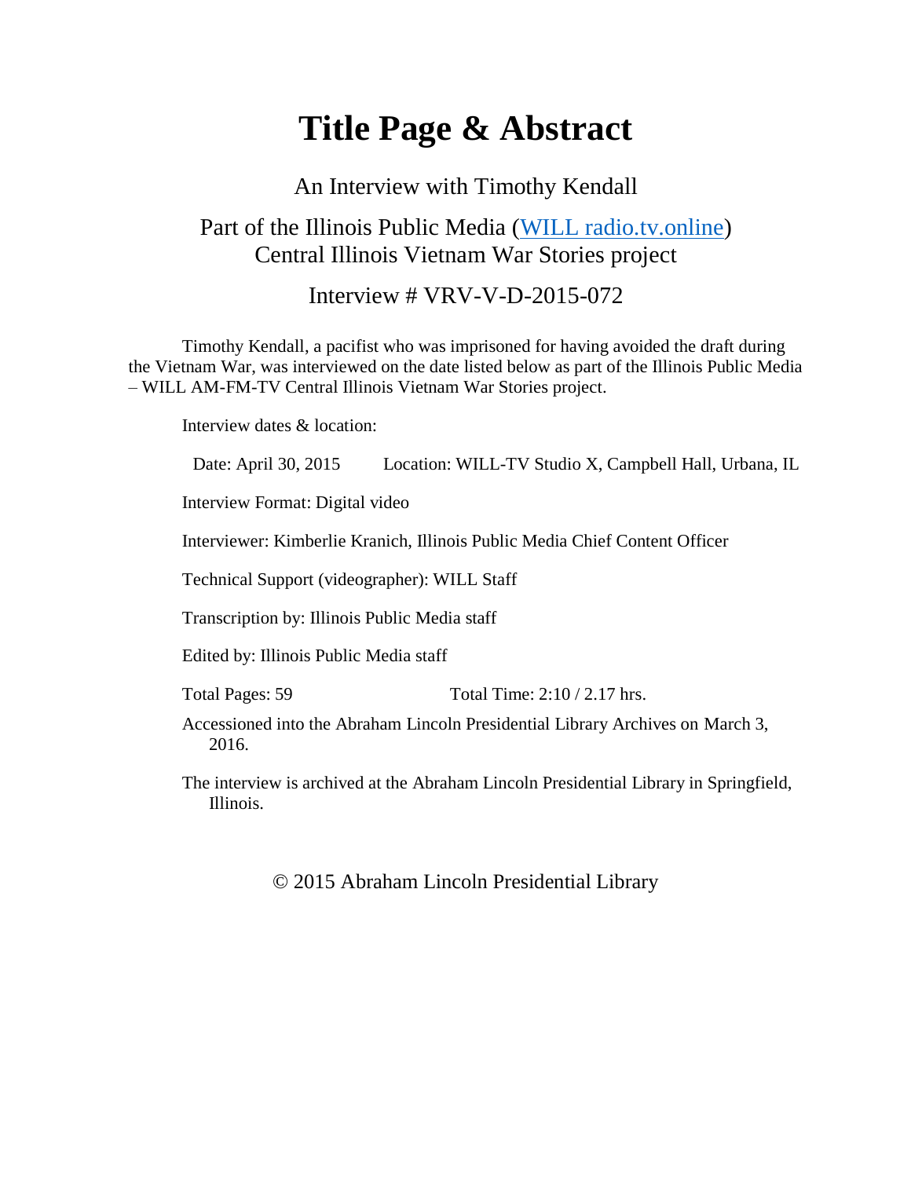# Title Page & Abstract

An Interview with Timothy Kendall

Part of the Illinois Public Media (WILL radio.tv.online)
Central Illinois Vietnam War Stories project

Interview # VRV-V-D-2015-072

Timothy Kendall, a pacifist who was imprisoned for having avoided the draft during the Vietnam War, was interviewed on the date listed below as part of the Illinois Public Media – WILL AM-FM-TV Central Illinois Vietnam War Stories project.

Interview dates & location:

Date: April 30, 2015 Location: WILL-TV Studio X, Campbell Hall, Urbana, IL

Interview Format: Digital video

Interviewer: Kimberlie Kranich, Illinois Public Media Chief Content Officer

Technical Support (videographer): WILL Staff

Transcription by: Illinois Public Media staff

Edited by: Illinois Public Media staff

Total Pages: 59 Total Time: 2:10 / 2.17 hrs.

Accessioned into the Abraham Lincoln Presidential Library Archives on March 3, 2016.

The interview is archived at the Abraham Lincoln Presidential Library in Springfield, Illinois.

© 2015 Abraham Lincoln Presidential Library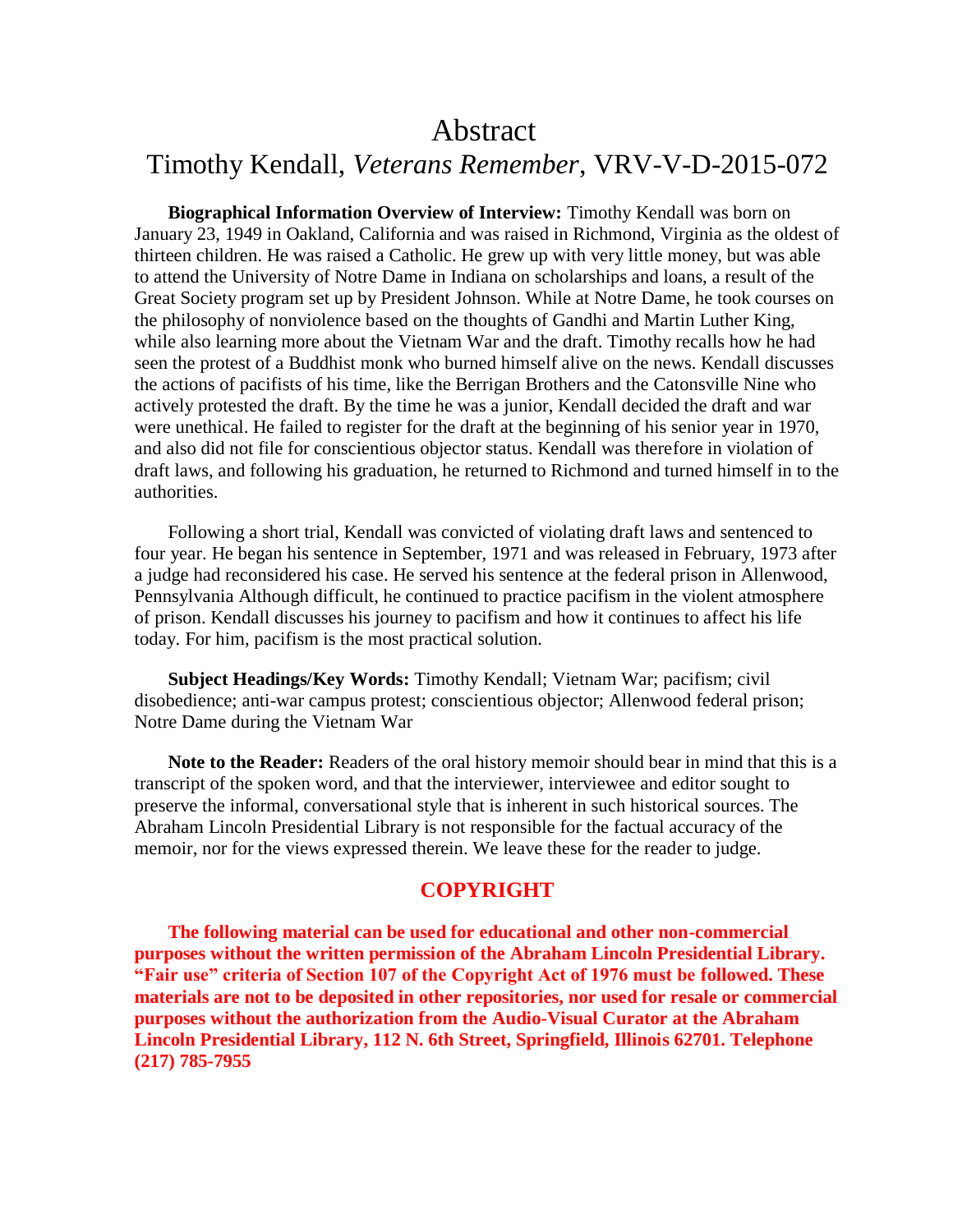# Abstract

# Timothy Kendall, *Veterans Remember*, VRV-V-D-2015-072

**Biographical Information Overview of Interview:** Timothy Kendall was born on January 23, 1949 in Oakland, California and was raised in Richmond, Virginia as the oldest of thirteen children. He was raised a Catholic. He grew up with very little money, but was able to attend the University of Notre Dame in Indiana on scholarships and loans, a result of the Great Society program set up by President Johnson. While at Notre Dame, he took courses on the philosophy of nonviolence based on the thoughts of Gandhi and Martin Luther King, while also learning more about the Vietnam War and the draft. Timothy recalls how he had seen the protest of a Buddhist monk who burned himself alive on the news. Kendall discusses the actions of pacifists of his time, like the Berrigan Brothers and the Catonsville Nine who actively protested the draft. By the time he was a junior, Kendall decided the draft and war were unethical. He failed to register for the draft at the beginning of his senior year in 1970, and also did not file for conscientious objector status. Kendall was therefore in violation of draft laws, and following his graduation, he returned to Richmond and turned himself in to the authorities.

Following a short trial, Kendall was convicted of violating draft laws and sentenced to four year. He began his sentence in September, 1971 and was released in February, 1973 after a judge had reconsidered his case. He served his sentence at the federal prison in Allenwood, Pennsylvania Although difficult, he continued to practice pacifism in the violent atmosphere of prison. Kendall discusses his journey to pacifism and how it continues to affect his life today. For him, pacifism is the most practical solution.

**Subject Headings/Key Words:** Timothy Kendall; Vietnam War; pacifism; civil disobedience; anti-war campus protest; conscientious objector; Allenwood federal prison; Notre Dame during the Vietnam War

**Note to the Reader:** Readers of the oral history memoir should bear in mind that this is a transcript of the spoken word, and that the interviewer, interviewee and editor sought to preserve the informal, conversational style that is inherent in such historical sources. The Abraham Lincoln Presidential Library is not responsible for the factual accuracy of the memoir, nor for the views expressed therein. We leave these for the reader to judge.

## COPYRIGHT

**The following material can be used for educational and other non-commercial purposes without the written permission of the Abraham Lincoln Presidential Library. "Fair use" criteria of Section 107 of the Copyright Act of 1976 must be followed. These materials are not to be deposited in other repositories, nor used for resale or commercial purposes without the authorization from the Audio-Visual Curator at the Abraham Lincoln Presidential Library, 112 N. 6th Street, Springfield, Illinois 62701. Telephone (217) 785-7955**